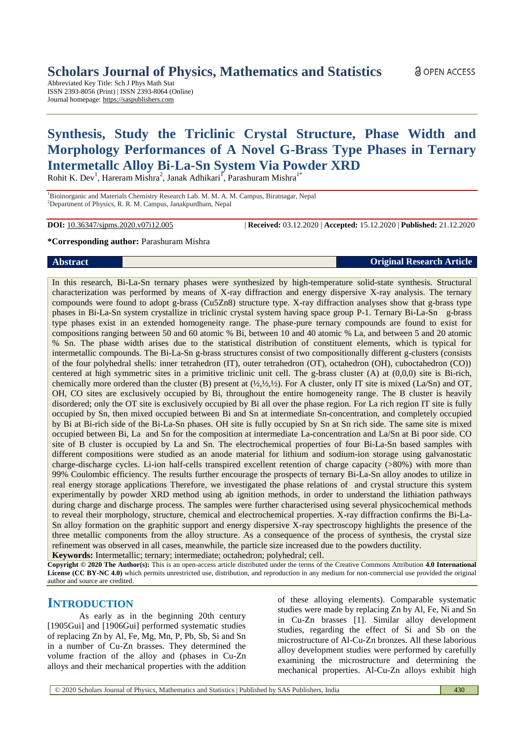# Scholars Journal of Physics, Mathematics and Statistics

Abbreviated Key Title: Sch J Phys Math Stat
ISSN 2393-8056 (Print) | ISSN 2393-8064 (Online)
Journal homepage: https://saspublishers.com

OPEN ACCESS

# Synthesis, Study the Triclinic Crystal Structure, Phase Width and Morphology Performances of A Novel G-Brass Type Phases in Ternary Intermetallc Alloy Bi-La-Sn System Via Powder XRD

Rohit K. Dev[1], Hareram Mishra[2], Janak Adhikari[1], Parashuram Mishra[1*]

[1]Bioinorganic and Materials Chemistry Research Lab. M. M. A. M. Campus, Biratnagar, Nepal
[2]Department of Physics, R. R. M. Campus, Janakpurdham, Nepal

**DOI:** 10.36347/sjpms.2020.v07i12.005 | **Received:** 03.12.2020 | **Accepted:** 15.12.2020 | **Published:** 21.12.2020

**\*Corresponding author:** Parashuram Mishra

**Abstract** **Original Research Article**

In this research, Bi-La-Sn ternary phases were synthesized by high-temperature solid-state synthesis. Structural characterization was performed by means of X-ray diffraction and energy dispersive X-ray analysis. The ternary compounds were found to adopt g-brass ($Cu_5Zn_8$) structure type. X-ray diffraction analyses show that g-brass type phases in Bi-La-Sn system crystallize in triclinic crystal system having space group P-1. Ternary Bi-La-Sn g-brass type phases exist in an extended homogeneity range. The phase-pure ternary compounds are found to exist for compositions ranging between 50 and 60 atomic % Bi, between 10 and 40 atomic % La, and between 5 and 20 atomic % Sn. The phase width arises due to the statistical distribution of constituent elements, which is typical for intermetallic compounds. The Bi-La-Sn g-brass structures consist of two compositionally different g-clusters (consists of the four polyhedral shells: inner tetrahedron (IT), outer tetrahedron (OT), octahedron (OH), cuboctahedron (CO)) centered at high symmetric sites in a primitive triclinic unit cell. The g-brass cluster (A) at (0,0,0) site is Bi-rich, chemically more ordered than the cluster (B) present at (½,½,½). For A cluster, only IT site is mixed (La/Sn) and OT, OH, CO sites are exclusively occupied by Bi, throughout the entire homogeneity range. The B cluster is heavily disordered; only the OT site is exclusively occupied by Bi all over the phase region. For La rich region IT site is fully occupied by Sn, then mixed occupied between Bi and Sn at intermediate Sn-concentration, and completely occupied by Bi at Bi-rich side of the Bi-La-Sn phases. OH site is fully occupied by Sn at Sn rich side. The same site is mixed occupied between Bi, La and Sn for the composition at intermediate La-concentration and La/Sn at Bi poor side. CO site of B cluster is occupied by La and Sn. The electrochemical properties of four Bi-La-Sn based samples with different compositions were studied as an anode material for lithium and sodium-ion storage using galvanostatic charge-discharge cycles. Li-ion half-cells transpired excellent retention of charge capacity (>80%) with more than 99% Coulombic efficiency. The results further encourage the prospects of ternary Bi-La-Sn alloy anodes to utilize in real energy storage applications Therefore, we investigated the phase relations of and crystal structure this system experimentally by powder XRD method using ab ignition methods, in order to understand the lithiation pathways during charge and discharge process. The samples were further characterised using several physicochemical methods to reveal their morphology, structure, chemical and electrochemical properties. X-ray diffraction confirms the Bi-La-Sn alloy formation on the graphitic support and energy dispersive X-ray spectroscopy highlights the presence of the three metallic components from the alloy structure. As a consequence of the process of synthesis, the crystal size refinement was observed in all cases, meanwhile, the particle size increased due to the powders ductility.

**Keywords:** Intermetallic; ternary; intermediate; octahedron; polyhedral; cell.

**Copyright © 2020 The Author(s):** This is an open-access article distributed under the terms of the Creative Commons Attribution **4.0 International License (CC BY-NC 4.0)** which permits unrestricted use, distribution, and reproduction in any medium for non-commercial use provided the original author and source are credited.

## INTRODUCTION

As early as in the beginning 20th century [1905Gui] and [1906Gui] performed systematic studies of replacing Zn by Al, Fe, Mg, Mn, P, Pb, Sb, Si and Sn in a number of Cu-Zn brasses. They determined the volume fraction of the alloy and (phases in Cu-Zn alloys and their mechanical properties with the addition of these alloying elements). Comparable systematic studies were made by replacing Zn by Al, Fe, Ni and Sn in Cu-Zn brasses [1]. Similar alloy development studies, regarding the effect of Si and Sb on the microstructure of Al-Cu-Zn bronzes. All these laborious alloy development studies were performed by carefully examining the microstructure and determining the mechanical properties. Al-Cu-Zn alloys exhibit high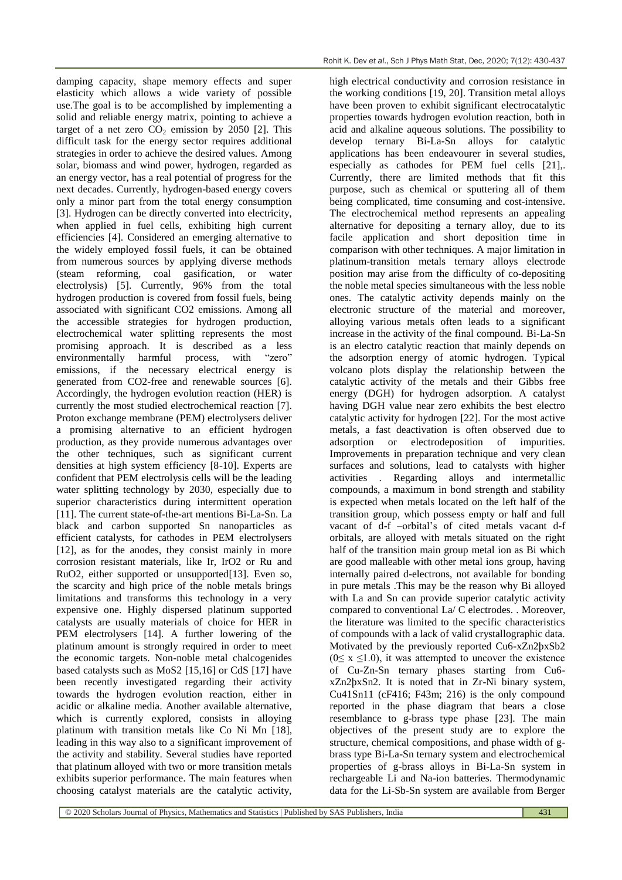damping capacity, shape memory effects and super elasticity which allows a wide variety of possible use.The goal is to be accomplished by implementing a solid and reliable energy matrix, pointing to achieve a target of a net zero $CO_2$ emission by 2050 [2]. This difficult task for the energy sector requires additional strategies in order to achieve the desired values. Among solar, biomass and wind power, hydrogen, regarded as an energy vector, has a real potential of progress for the next decades. Currently, hydrogen-based energy covers only a minor part from the total energy consumption [3]. Hydrogen can be directly converted into electricity, when applied in fuel cells, exhibiting high current efficiencies [4]. Considered an emerging alternative to the widely employed fossil fuels, it can be obtained from numerous sources by applying diverse methods (steam reforming, coal gasification, or water electrolysis) [5]. Currently, 96% from the total hydrogen production is covered from fossil fuels, being associated with significant CO2 emissions. Among all the accessible strategies for hydrogen production, electrochemical water splitting represents the most promising approach. It is described as a less environmentally harmful process, with "zero" emissions, if the necessary electrical energy is generated from CO2-free and renewable sources [6]. Accordingly, the hydrogen evolution reaction (HER) is currently the most studied electrochemical reaction [7]. Proton exchange membrane (PEM) electrolysers deliver a promising alternative to an efficient hydrogen production, as they provide numerous advantages over the other techniques, such as significant current densities at high system efficiency [8-10]. Experts are confident that PEM electrolysis cells will be the leading water splitting technology by 2030, especially due to superior characteristics during intermittent operation [11]. The current state-of-the-art mentions Bi-La-Sn. La black and carbon supported Sn nanoparticles as efficient catalysts, for cathodes in PEM electrolysers [12], as for the anodes, they consist mainly in more corrosion resistant materials, like Ir, IrO2 or Ru and RuO2, either supported or unsupported[13]. Even so, the scarcity and high price of the noble metals brings limitations and transforms this technology in a very expensive one. Highly dispersed platinum supported catalysts are usually materials of choice for HER in PEM electrolysers [14]. A further lowering of the platinum amount is strongly required in order to meet the economic targets. Non-noble metal chalcogenides based catalysts such as MoS2 [15,16] or CdS [17] have been recently investigated regarding their activity towards the hydrogen evolution reaction, either in acidic or alkaline media. Another available alternative, which is currently explored, consists in alloying platinum with transition metals like Co Ni Mn [18], leading in this way also to a significant improvement of the activity and stability. Several studies have reported that platinum alloyed with two or more transition metals exhibits superior performance. The main features when choosing catalyst materials are the catalytic activity, high electrical conductivity and corrosion resistance in the working conditions [19, 20]. Transition metal alloys have been proven to exhibit significant electrocatalytic properties towards hydrogen evolution reaction, both in acid and alkaline aqueous solutions. The possibility to develop ternary Bi-La-Sn alloys for catalytic applications has been endeavourer in several studies, especially as cathodes for PEM fuel cells [21],. Currently, there are limited methods that fit this purpose, such as chemical or sputtering all of them being complicated, time consuming and cost-intensive. The electrochemical method represents an appealing alternative for depositing a ternary alloy, due to its facile application and short deposition time in comparison with other techniques. A major limitation in platinum-transition metals ternary alloys electrode position may arise from the difficulty of co-depositing the noble metal species simultaneous with the less noble ones. The catalytic activity depends mainly on the electronic structure of the material and moreover, alloying various metals often leads to a significant increase in the activity of the final compound. Bi-La-Sn is an electro catalytic reaction that mainly depends on the adsorption energy of atomic hydrogen. Typical volcano plots display the relationship between the catalytic activity of the metals and their Gibbs free energy (DGH) for hydrogen adsorption. A catalyst having DGH value near zero exhibits the best electro catalytic activity for hydrogen [22]. For the most active metals, a fast deactivation is often observed due to adsorption or electrodeposition of impurities. Improvements in preparation technique and very clean surfaces and solutions, lead to catalysts with higher activities . Regarding alloys and intermetallic compounds, a maximum in bond strength and stability is expected when metals located on the left half of the transition group, which possess empty or half and full vacant of d-f –orbital's of cited metals vacant d-f orbitals, are alloyed with metals situated on the right half of the transition main group metal ion as Bi which are good malleable with other metal ions group, having internally paired d-electrons, not available for bonding in pure metals .This may be the reason why Bi alloyed with La and Sn can provide superior catalytic activity compared to conventional La/ C electrodes. . Moreover, the literature was limited to the specific characteristics of compounds with a lack of valid crystallographic data. Motivated by the previously reported Cu6-xZn2þxSb2 ($0 \leq x \leq 1.0$), it was attempted to uncover the existence of Cu-Zn-Sn ternary phases starting from Cu6-xZn2þxSn2. It is noted that in Zr-Ni binary system, Cu41Sn11 (cF416; F43m; 216) is the only compound reported in the phase diagram that bears a close resemblance to g-brass type phase [23]. The main objectives of the present study are to explore the structure, chemical compositions, and phase width of g-brass type Bi-La-Sn ternary system and electrochemical properties of g-brass alloys in Bi-La-Sn system in rechargeable Li and Na-ion batteries. Thermodynamic data for the Li-Sb-Sn system are available from Berger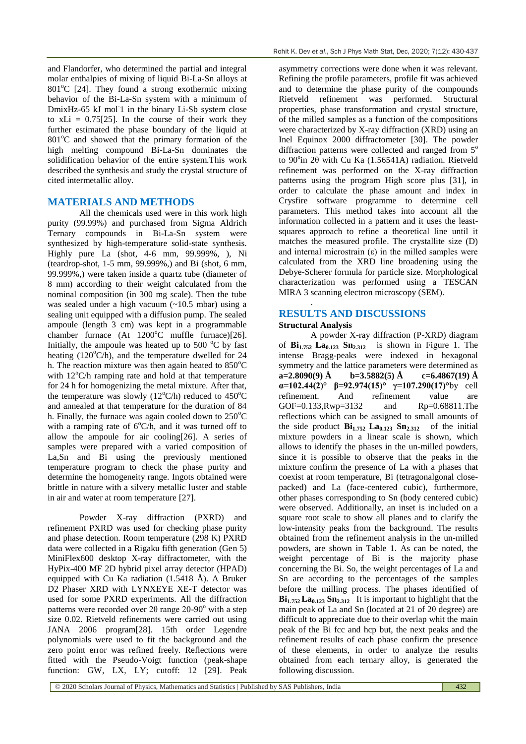and Flandorfer, who determined the partial and integral molar enthalpies of mixing of liquid Bi-La-Sn alloys at 801°C [24]. They found a strong exothermic mixing behavior of the Bi-La-Sn system with a minimum of DmixHz-65 kJ mol-1 in the binary Li-Sb system close to xLi = 0.75[25]. In the course of their work they further estimated the phase boundary of the liquid at 801°C and showed that the primary formation of the high melting compound Bi-La-Sn dominates the solidification behavior of the entire system.This work described the synthesis and study the crystal structure of cited intermetallic alloy.

## MATERIALS AND METHODS

All the chemicals used in this work high purity (99.99%) and purchased from Sigma Aldrich Ternary compounds in Bi-La-Sn system were synthesized by high-temperature solid-state synthesis. Highly pure La (shot, 4-6 mm, 99.999%, ), Ni (teardrop-shot, 1-5 mm, 99.999%,) and Bi (shot, 6 mm, 99.999%,) were taken inside a quartz tube (diameter of 8 mm) according to their weight calculated from the nominal composition (in 300 mg scale). Then the tube was sealed under a high vacuum (~10.5 mbar) using a sealing unit equipped with a diffusion pump. The sealed ampoule (length 3 cm) was kept in a programmable chamber furnace (At 1200°C muffle furnace)[26]. Initially, the ampoule was heated up to 500 °C by fast heating (120°C/h), and the temperature dwelled for 24 h. The reaction mixture was then again heated to 850°C with 12°C/h ramping rate and hold at that temperature for 24 h for homogenizing the metal mixture. After that, the temperature was slowly (12°C/h) reduced to 450°C and annealed at that temperature for the duration of 84 h. Finally, the furnace was again cooled down to 250°C with a ramping rate of 6°C/h, and it was turned off to allow the ampoule for air cooling[26]. A series of samples were prepared with a varied composition of La,Sn and Bi using the previously mentioned temperature program to check the phase purity and determine the homogeneity range. Ingots obtained were brittle in nature with a silvery metallic luster and stable in air and water at room temperature [27].

Powder X-ray diffraction (PXRD) and refinement PXRD was used for checking phase purity and phase detection. Room temperature (298 K) PXRD data were collected in a Rigaku fifth generation (Gen 5) MiniFlex600 desktop X-ray diffractometer, with the HyPix-400 MF 2D hybrid pixel array detector (HPAD) equipped with Cu Ka radiation (1.5418 Å). A Bruker D2 Phaser XRD with LYNXEYE XE-T detector was used for some PXRD experiments. All the diffraction patterns were recorded over 2θ range 20-90° with a step size 0.02. Rietveld refinements were carried out using JANA 2006 program[28]. 15th order Legendre polynomials were used to fit the background and the zero point error was refined freely. Reflections were fitted with the Pseudo-Voigt function (peak-shape function: GW, LX, LY; cutoff: 12 [29]. Peak asymmetry corrections were done when it was relevant. Refining the profile parameters, profile fit was achieved and to determine the phase purity of the compounds Rietveld refinement was performed. Structural properties, phase transformation and crystal structure, of the milled samples as a function of the compositions were characterized by X-ray diffraction (XRD) using an Inel Equinox 2000 diffractometer [30]. The powder diffraction patterns were collected and ranged from 5° to 90°in 2θ with Cu Ka (1.56541A) radiation. Rietveld refinement was performed on the X-ray diffraction patterns using the program High score plus [31], in order to calculate the phase amount and index in Crysfire software programme to determine cell parameters. This method takes into account all the information collected in a pattern and it uses the least-squares approach to refine a theoretical line until it matches the measured profile. The crystallite size (D) and internal microstrain (ε) in the milled samples were calculated from the XRD line broadening using the Debye-Scherer formula for particle size. Morphological characterization was performed using a TESCAN MIRA 3 scanning electron microscopy (SEM).

## RESULTS AND DISCUSSIONS

### Structural Analysis

A powder X-ray diffraction (P-XRD) diagram of $\mathbf{Bi_{1.752}\,La_{0.123}\,Sn_{2.312}}$ is shown in Figure 1. The intense Bragg-peaks were indexed in hexagonal symmetry and the lattice parameters were determined as **a=2.8090(9) Å b=3.5882(5) Å c=6.4867(19) Å α=102.44(2)° β=92.974(15)° γ=107.290(17)°**by cell refinement. And refinement value are GOF=0.133,Rwp=3132 and Rp=0.68811.The reflections which can be assigned to small amounts of the side product $\mathbf{Bi_{1.752}\,La_{0.123}\,Sn_{2.312}}$ of the initial mixture powders in a linear scale is shown, which allows to identify the phases in the un-milled powders, since it is possible to observe that the peaks in the mixture confirm the presence of La with a phases that coexist at room temperature, Bi (tetragonalgonal close-packed) and La (face-centered cubic), furthermore, other phases corresponding to Sn (body centered cubic) were observed. Additionally, an inset is included on a square root scale to show all planes and to clarify the low-intensity peaks from the background. The results obtained from the refinement analysis in the un-milled powders, are shown in Table 1. As can be noted, the weight percentage of Bi is the majority phase concerning the Bi. So, the weight percentages of La and Sn are according to the percentages of the samples before the milling process. The phases identified of $\mathbf{Bi_{1.752}\,La_{0.123}\,Sn_{2.312}}$ It is important to highlight that the main peak of La and Sn (located at 21 of 2θ degree) are difficult to appreciate due to their overlap whit the main peak of the Bi fcc and hcp but, the next peaks and the refinement results of each phase confirm the presence of these elements, in order to analyze the results obtained from each ternary alloy, is generated the following discussion.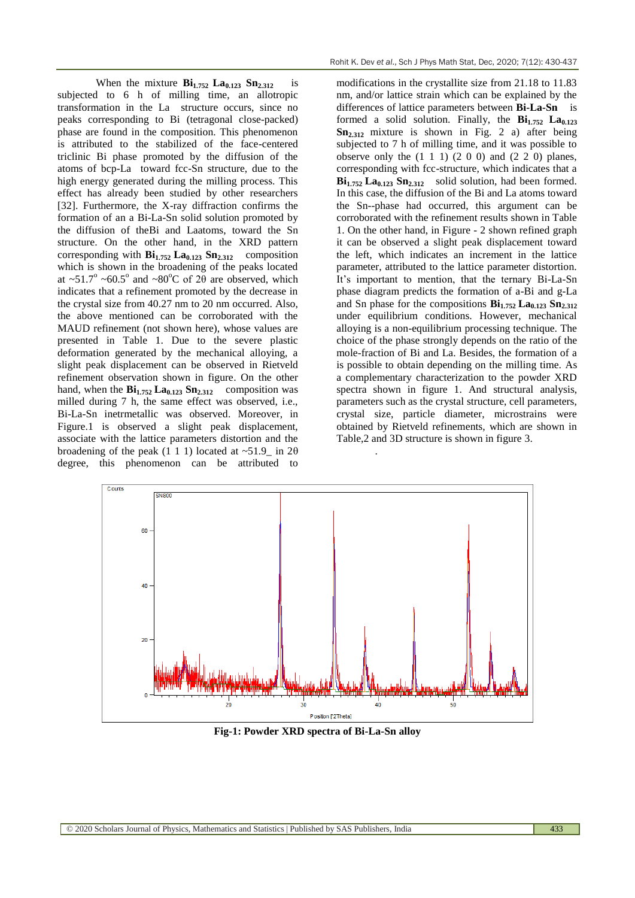When the mixture **$Bi_{1.752}$ $La_{0.123}$ $Sn_{2.312}$** is subjected to 6 h of milling time, an allotropic transformation in the La structure occurs, since no peaks corresponding to Bi (tetragonal close-packed) phase are found in the composition. This phenomenon is attributed to the stabilized of the face-centered triclinic Bi phase promoted by the diffusion of the atoms of bcp-La toward fcc-Sn structure, due to the high energy generated during the milling process. This effect has already been studied by other researchers [32]. Furthermore, the X-ray diffraction confirms the formation of an a Bi-La-Sn solid solution promoted by the diffusion of theBi and Laatoms, toward the Sn structure. On the other hand, in the XRD pattern corresponding with **$Bi_{1.752}$ $La_{0.123}$ $Sn_{2.312}$** composition which is shown in the broadening of the peaks located at ~51.7$^{o}$ ~60.5$^{o}$ and ~80$^{o}$C of 2θ are observed, which indicates that a refinement promoted by the decrease in the crystal size from 40.27 nm to 20 nm occurred. Also, the above mentioned can be corroborated with the MAUD refinement (not shown here), whose values are presented in Table 1. Due to the severe plastic deformation generated by the mechanical alloying, a slight peak displacement can be observed in Rietveld refinement observation shown in figure. On the other hand, when the **$Bi_{1.752}$ $La_{0.123}$ $Sn_{2.312}$** composition was milled during 7 h, the same effect was observed, i.e., Bi-La-Sn inetrmetallic was observed. Moreover, in Figure.1 is observed a slight peak displacement, associate with the lattice parameters distortion and the broadening of the peak (1 1 1) located at ~51.9_ in 2θ degree, this phenomenon can be attributed to modifications in the crystallite size from 21.18 to 11.83 nm, and/or lattice strain which can be explained by the differences of lattice parameters between **Bi-La-Sn** is formed a solid solution. Finally, the **$Bi_{1.752}$ $La_{0.123}$ $Sn_{2.312}$** mixture is shown in Fig. 2 a) after being subjected to 7 h of milling time, and it was possible to observe only the (1 1 1) (2 0 0) and (2 2 0) planes, corresponding with fcc-structure, which indicates that a **$Bi_{1.752}$ $La_{0.123}$ $Sn_{2.312}$** solid solution, had been formed. In this case, the diffusion of the Bi and La atoms toward the Sn--phase had occurred, this argument can be corroborated with the refinement results shown in Table 1. On the other hand, in Figure - 2 shown refined graph it can be observed a slight peak displacement toward the left, which indicates an increment in the lattice parameter, attributed to the lattice parameter distortion. It's important to mention, that the ternary Bi-La-Sn phase diagram predicts the formation of a-Bi and g-La and Sn phase for the compositions **$Bi_{1.752}$ $La_{0.123}$ $Sn_{2.312}$** under equilibrium conditions. However, mechanical alloying is a non-equilibrium processing technique. The choice of the phase strongly depends on the ratio of the mole-fraction of Bi and La. Besides, the formation of a is possible to obtain depending on the milling time. As a complementary characterization to the powder XRD spectra shown in figure 1. And structural analysis, parameters such as the crystal structure, cell parameters, crystal size, particle diameter, microstrains were obtained by Rietveld refinements, which are shown in Table,2 and 3D structure is shown in figure 3.

**Fig-1: Powder XRD spectra of Bi-La-Sn alloy**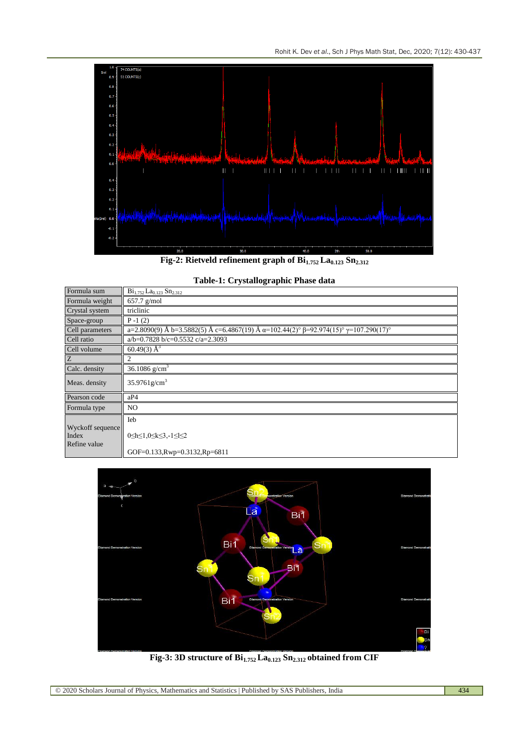**Fig-2: Rietveld refinement graph of $Bi_{1.752}La_{0.123}Sn_{2.312}$**

**Table-1: Crystallographic Phase data**

| Formula sum | $Bi_{1.752}La_{0.123}Sn_{2.312}$ |
|---|---|
| Formula weight | 657.7 g/mol |
| Crystal system | triclinic |
| Space-group | P -1 (2) |
| Cell parameters | a=2.8090(9) Å b=3.5882(5) Å c=6.4867(19) Å α=102.44(2)° β=92.974(15)° γ=107.290(17)° |
| Cell ratio | a/b=0.7828 b/c=0.5532 c/a=2.3093 |
| Cell volume | 60.49(3) $Å^3$ |
| Z | 2 |
| Calc. density | 36.1086 $g/cm^3$ |
| Meas. density | 35.9761 $g/cm^3$ |
| Pearson code | aP4 |
| Formula type | NO |
| Wyckoff sequence | Ieb |
| Index | 0≤h≤1,0≤k≤3,-1≤l≤2 |
| Refine value | GOF=0.133,Rwp=0.3132,Rp=6811 |

**Fig-3: 3D structure of $Bi_{1.752}La_{0.123}Sn_{2.312}$ obtained from CIF**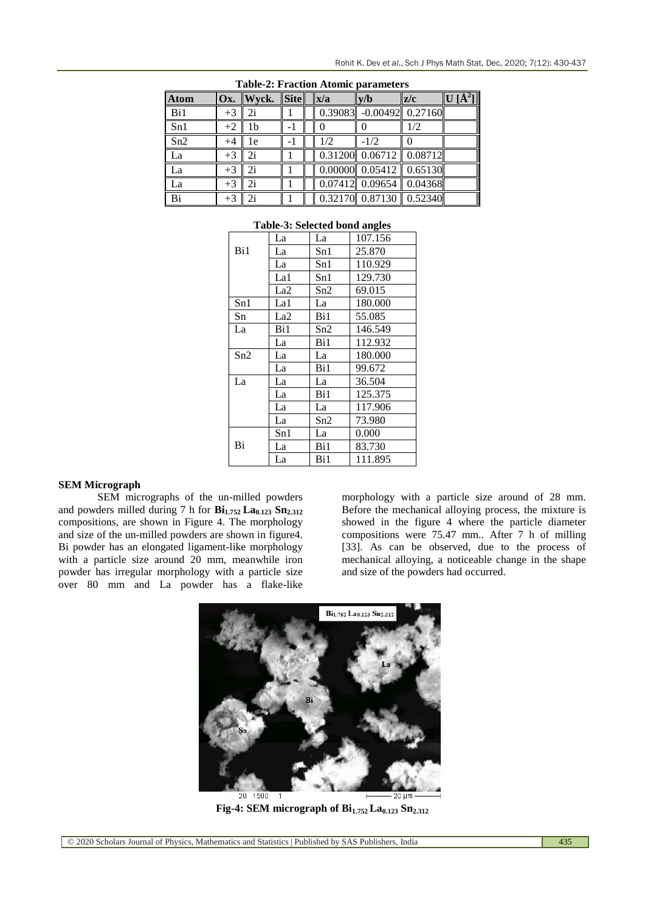**Table-2: Fraction Atomic parameters**

| Atom | Ox. | Wyck. | Site | | x/a | y/b | z/c | U [Å$^2$] |
|---|---|---|---|---|---|---|---|---|
| Bi1 | +3 | 2i | 1 | | 0.39083 | -0.00492 | 0.27160 | |
| Sn1 | +2 | 1b | -1 | | 0 | 0 | 1/2 | |
| Sn2 | +4 | 1e | -1 | | 1/2 | -1/2 | 0 | |
| La | +3 | 2i | 1 | | 0.31200 | 0.06712 | 0.08712 | |
| La | +3 | 2i | 1 | | 0.00000 | 0.05412 | 0.65130 | |
| La | +3 | 2i | 1 | | 0.07412 | 0.09654 | 0.04368 | |
| Bi | +3 | 2i | 1 | | 0.32170 | 0.87130 | 0.52340 | |

**Table-3: Selected bond angles**

| | | | |
|---|---|---|---|
| Bi1 | La | La | 107.156 |
| | La | Sn1 | 25.870 |
| | La | Sn1 | 110.929 |
| | La1 | Sn1 | 129.730 |
| | La2 | Sn2 | 69.015 |
| Sn1 | La1 | La | 180.000 |
| Sn | La2 | Bi1 | 55.085 |
| La | Bi1 | Sn2 | 146.549 |
| | La | Bi1 | 112.932 |
| Sn2 | La | La | 180.000 |
| | La | Bi1 | 99.672 |
| La | La | La | 36.504 |
| | La | Bi1 | 125.375 |
| | La | La | 117.906 |
| | La | Sn2 | 73.980 |
| Bi | Sn1 | La | 0.000 |
| | La | Bi1 | 83.730 |
| | La | Bi1 | 111.895 |

**SEM Micrograph**

SEM micrographs of the un-milled powders and powders milled during 7 h for **$Bi_{1.752}$ $La_{0.123}$ $Sn_{2.312}$** compositions, are shown in Figure 4. The morphology and size of the un-milled powders are shown in figure4. Bi powder has an elongated ligament-like morphology with a particle size around 20 mm, meanwhile iron powder has irregular morphology with a particle size over 80 mm and La powder has a flake-like morphology with a particle size around of 28 mm. Before the mechanical alloying process, the mixture is showed in the figure 4 where the particle diameter compositions were 75.47 mm.. After 7 h of milling [33]. As can be observed, due to the process of mechanical alloying, a noticeable change in the shape and size of the powders had occurred.

**Fig-4: SEM micrograph of $Bi_{1.752}$ $La_{0.123}$ $Sn_{2.312}$**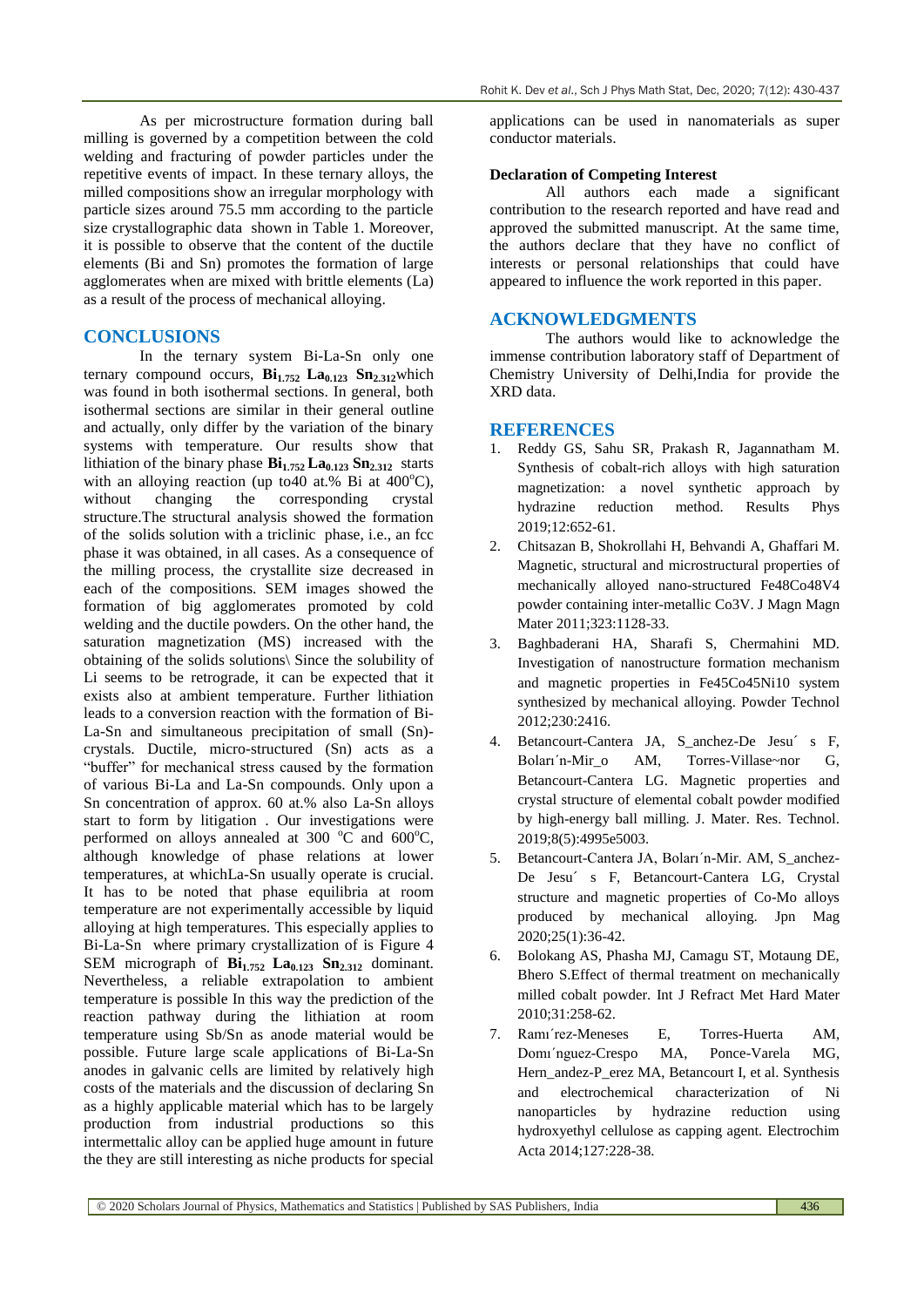As per microstructure formation during ball milling is governed by a competition between the cold welding and fracturing of powder particles under the repetitive events of impact. In these ternary alloys, the milled compositions show an irregular morphology with particle sizes around 75.5 mm according to the particle size crystallographic data shown in Table 1. Moreover, it is possible to observe that the content of the ductile elements (Bi and Sn) promotes the formation of large agglomerates when are mixed with brittle elements (La) as a result of the process of mechanical alloying.

## CONCLUSIONS

In the ternary system Bi-La-Sn only one ternary compound occurs, $\mathbf{Bi_{1.752}\ La_{0.123}\ Sn_{2.312}}$ which was found in both isothermal sections. In general, both isothermal sections are similar in their general outline and actually, only differ by the variation of the binary systems with temperature. Our results show that lithiation of the binary phase $\mathbf{Bi_{1.752}\ La_{0.123}\ Sn_{2.312}}$ starts with an alloying reaction (up to40 at.% Bi at 400$^{o}$C), without changing the corresponding crystal structure.The structural analysis showed the formation of the solids solution with a triclinic phase, i.e., an fcc phase it was obtained, in all cases. As a consequence of the milling process, the crystallite size decreased in each of the compositions. SEM images showed the formation of big agglomerates promoted by cold welding and the ductile powders. On the other hand, the saturation magnetization (MS) increased with the obtaining of the solids solutions\ Since the solubility of Li seems to be retrograde, it can be expected that it exists also at ambient temperature. Further lithiation leads to a conversion reaction with the formation of Bi-La-Sn and simultaneous precipitation of small (Sn)-crystals. Ductile, micro-structured (Sn) acts as a "buffer" for mechanical stress caused by the formation of various Bi-La and La-Sn compounds. Only upon a Sn concentration of approx. 60 at.% also La-Sn alloys start to form by litigation . Our investigations were performed on alloys annealed at 300 $^{o}$C and 600$^{o}$C, although knowledge of phase relations at lower temperatures, at whichLa-Sn usually operate is crucial. It has to be noted that phase equilibria at room temperature are not experimentally accessible by liquid alloying at high temperatures. This especially applies to Bi-La-Sn where primary crystallization of is Figure 4 SEM micrograph of $\mathbf{Bi_{1.752}\ La_{0.123}\ Sn_{2.312}}$ dominant. Nevertheless, a reliable extrapolation to ambient temperature is possible In this way the prediction of the reaction pathway during the lithiation at room temperature using Sb/Sn as anode material would be possible. Future large scale applications of Bi-La-Sn anodes in galvanic cells are limited by relatively high costs of the materials and the discussion of declaring Sn as a highly applicable material which has to be largely production from industrial productions so this intermettalic alloy can be applied huge amount in future the they are still interesting as niche products for special applications can be used in nanomaterials as super conductor materials.

**Declaration of Competing Interest**

All authors each made a significant contribution to the research reported and have read and approved the submitted manuscript. At the same time, the authors declare that they have no conflict of interests or personal relationships that could have appeared to influence the work reported in this paper.

## ACKNOWLEDGMENTS

The authors would like to acknowledge the immense contribution laboratory staff of Department of Chemistry University of Delhi,India for provide the XRD data.

## REFERENCES

1. Reddy GS, Sahu SR, Prakash R, Jagannatham M. Synthesis of cobalt-rich alloys with high saturation magnetization: a novel synthetic approach by hydrazine reduction method. Results Phys 2019;12:652-61.
2. Chitsazan B, Shokrollahi H, Behvandi A, Ghaffari M. Magnetic, structural and microstructural properties of mechanically alloyed nano-structured Fe48Co48V4 powder containing inter-metallic Co3V. J Magn Magn Mater 2011;323:1128-33.
3. Baghbaderani HA, Sharafi S, Chermahini MD. Investigation of nanostructure formation mechanism and magnetic properties in Fe45Co45Ni10 system synthesized by mechanical alloying. Powder Technol 2012;230:2416.
4. Betancourt-Cantera JA, S_anchez-De Jesu´ s F, Boları´n-Mir_o AM, Torres-Villase~nor G, Betancourt-Cantera LG. Magnetic properties and crystal structure of elemental cobalt powder modified by high-energy ball milling. J. Mater. Res. Technol. 2019;8(5):4995e5003.
5. Betancourt-Cantera JA, Boları´n-Mir. AM, S_anchez-De Jesu´ s F, Betancourt-Cantera LG, Crystal structure and magnetic properties of Co-Mo alloys produced by mechanical alloying. Jpn Mag 2020;25(1):36-42.
6. Bolokang AS, Phasha MJ, Camagu ST, Motaung DE, Bhero S.Effect of thermal treatment on mechanically milled cobalt powder. Int J Refract Met Hard Mater 2010;31:258-62.
7. Ramı´rez-Meneses E, Torres-Huerta AM, Domı´nguez-Crespo MA, Ponce-Varela MG, Hern_andez-P_erez MA, Betancourt I, et al. Synthesis and electrochemical characterization of Ni nanoparticles by hydrazine reduction using hydroxyethyl cellulose as capping agent. Electrochim Acta 2014;127:228-38.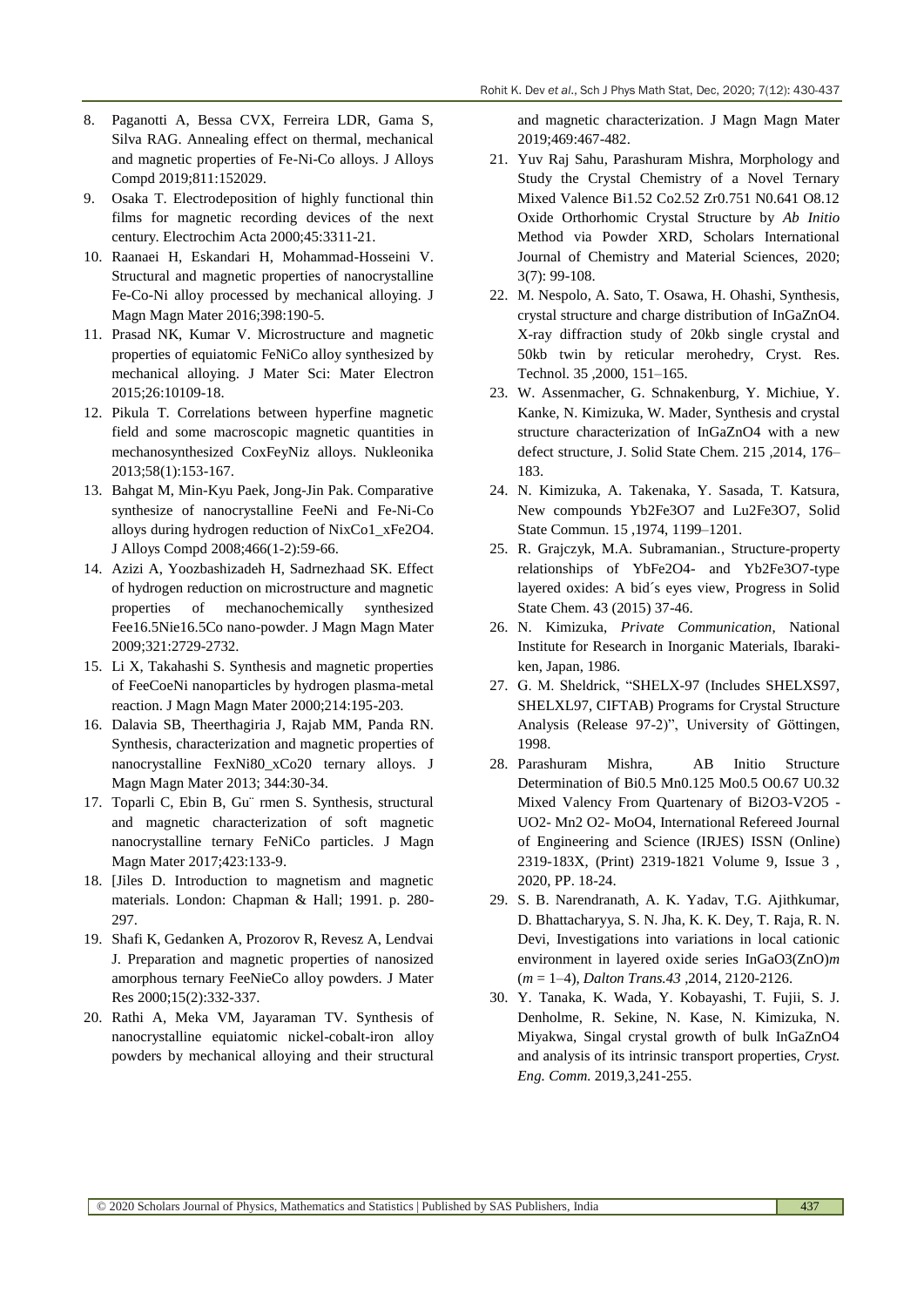8. Paganotti A, Bessa CVX, Ferreira LDR, Gama S, Silva RAG. Annealing effect on thermal, mechanical and magnetic properties of Fe-Ni-Co alloys. J Alloys Compd 2019;811:152029.
9. Osaka T. Electrodeposition of highly functional thin films for magnetic recording devices of the next century. Electrochim Acta 2000;45:3311-21.
10. Raanaei H, Eskandari H, Mohammad-Hosseini V. Structural and magnetic properties of nanocrystalline Fe-Co-Ni alloy processed by mechanical alloying. J Magn Magn Mater 2016;398:190-5.
11. Prasad NK, Kumar V. Microstructure and magnetic properties of equiatomic FeNiCo alloy synthesized by mechanical alloying. J Mater Sci: Mater Electron 2015;26:10109-18.
12. Pikula T. Correlations between hyperfine magnetic field and some macroscopic magnetic quantities in mechanosynthesized CoxFeyNiz alloys. Nukleonika 2013;58(1):153-167.
13. Bahgat M, Min-Kyu Paek, Jong-Jin Pak. Comparative synthesize of nanocrystalline FeeNi and Fe-Ni-Co alloys during hydrogen reduction of NixCo1_xFe2O4. J Alloys Compd 2008;466(1-2):59-66.
14. Azizi A, Yoozbashizadeh H, Sadrnezhaad SK. Effect of hydrogen reduction on microstructure and magnetic properties of mechanochemically synthesized Fee16.5Nie16.5Co nano-powder. J Magn Magn Mater 2009;321:2729-2732.
15. Li X, Takahashi S. Synthesis and magnetic properties of FeeCoeNi nanoparticles by hydrogen plasma-metal reaction. J Magn Magn Mater 2000;214:195-203.
16. Dalavia SB, Theerthagiria J, Rajab MM, Panda RN. Synthesis, characterization and magnetic properties of nanocrystalline FexNi80_xCo20 ternary alloys. J Magn Magn Mater 2013; 344:30-34.
17. Toparli C, Ebin B, Gu¨ rmen S. Synthesis, structural and magnetic characterization of soft magnetic nanocrystalline ternary FeNiCo particles. J Magn Magn Mater 2017;423:133-9.
18. [Jiles D. Introduction to magnetism and magnetic materials. London: Chapman & Hall; 1991. p. 280-297.
19. Shafi K, Gedanken A, Prozorov R, Revesz A, Lendvai J. Preparation and magnetic properties of nanosized amorphous ternary FeeNieCo alloy powders. J Mater Res 2000;15(2):332-337.
20. Rathi A, Meka VM, Jayaraman TV. Synthesis of nanocrystalline equiatomic nickel-cobalt-iron alloy powders by mechanical alloying and their structural and magnetic characterization. J Magn Magn Mater 2019;469:467-482.
21. Yuv Raj Sahu, Parashuram Mishra, Morphology and Study the Crystal Chemistry of a Novel Ternary Mixed Valence Bi1.52 Co2.52 Zr0.751 N0.641 O8.12 Oxide Orthorhomic Crystal Structure by *Ab Initio* Method via Powder XRD, Scholars International Journal of Chemistry and Material Sciences, 2020; 3(7): 99-108.
22. M. Nespolo, A. Sato, T. Osawa, H. Ohashi, Synthesis, crystal structure and charge distribution of InGaZnO4. X-ray diffraction study of 20kb single crystal and 50kb twin by reticular merohedry, Cryst. Res. Technol. 35 ,2000, 151–165.
23. W. Assenmacher, G. Schnakenburg, Y. Michiue, Y. Kanke, N. Kimizuka, W. Mader, Synthesis and crystal structure characterization of InGaZnO4 with a new defect structure, J. Solid State Chem. 215 ,2014, 176–183.
24. N. Kimizuka, A. Takenaka, Y. Sasada, T. Katsura, New compounds Yb2Fe3O7 and Lu2Fe3O7, Solid State Commun. 15 ,1974, 1199–1201.
25. R. Grajczyk, M.A. Subramanian., Structure-property relationships of YbFe2O4- and Yb2Fe3O7-type layered oxides: A bid´s eyes view, Progress in Solid State Chem. 43 (2015) 37-46.
26. N. Kimizuka, *Private Communication*, National Institute for Research in Inorganic Materials, Ibaraki-ken, Japan, 1986.
27. G. M. Sheldrick, "SHELX-97 (Includes SHELXS97, SHELXL97, CIFTAB) Programs for Crystal Structure Analysis (Release 97-2)", University of Göttingen, 1998.
28. Parashuram Mishra, AB Initio Structure Determination of Bi0.5 Mn0.125 Mo0.5 O0.67 U0.32 Mixed Valency From Quartenary of Bi2O3-V2O5 - UO2- Mn2 O2- MoO4, International Refereed Journal of Engineering and Science (IRJES) ISSN (Online) 2319-183X, (Print) 2319-1821 Volume 9, Issue 3 , 2020, PP. 18-24.
29. S. B. Narendranath, A. K. Yadav, T.G. Ajithkumar, D. Bhattacharyya, S. N. Jha, K. K. Dey, T. Raja, R. N. Devi, Investigations into variations in local cationic environment in layered oxide series InGaO3(ZnO)*m* (*m* = 1–4), *Dalton Trans.43* ,2014, 2120-2126.
30. Y. Tanaka, K. Wada, Y. Kobayashi, T. Fujii, S. J. Denholme, R. Sekine, N. Kase, N. Kimizuka, N. Miyakwa, Singal crystal growth of bulk InGaZnO4 and analysis of its intrinsic transport properties, *Cryst. Eng. Comm.* 2019,3,241-255.